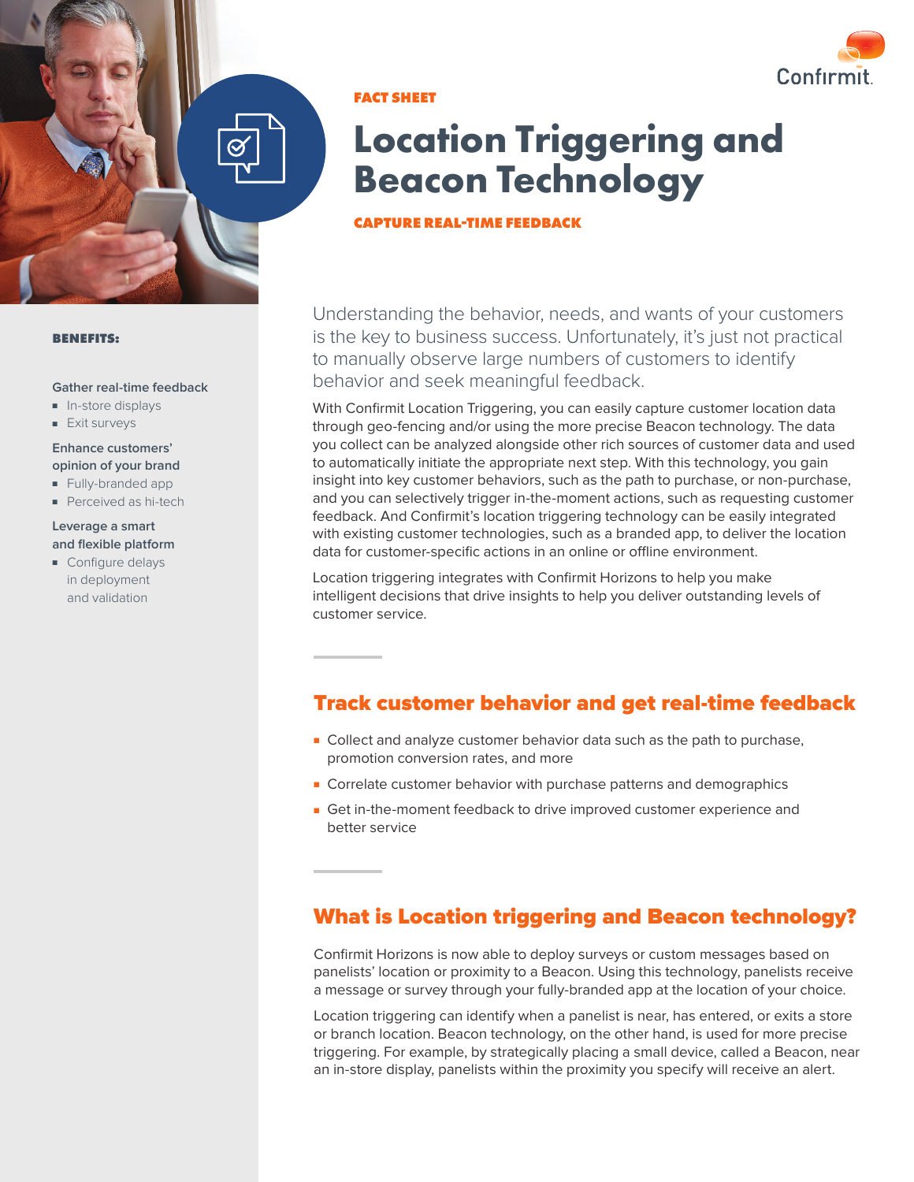FACT SHEET

# Location Triggering and Beacon Technology

**CAPTURE REAL-TIME FEEDBACK**

**BENEFITS:**

Gather real-time feedback

- In-store displays
- Exit surveys

Enhance customers' opinion of your brand

- Fully-branded app
- Perceived as hi-tech

Leverage a smart and flexible platform

- Configure delays in deployment and validation

Understanding the behavior, needs, and wants of your customers is the key to business success. Unfortunately, it's just not practical to manually observe large numbers of customers to identify behavior and seek meaningful feedback.

With Confirmit Location Triggering, you can easily capture customer location data through geo-fencing and/or using the more precise Beacon technology. The data you collect can be analyzed alongside other rich sources of customer data and used to automatically initiate the appropriate next step. With this technology, you gain insight into key customer behaviors, such as the path to purchase, or non-purchase, and you can selectively trigger in-the-moment actions, such as requesting customer feedback. And Confirmit's location triggering technology can be easily integrated with existing customer technologies, such as a branded app, to deliver the location data for customer-specific actions in an online or offline environment.

Location triggering integrates with Confirmit Horizons to help you make intelligent decisions that drive insights to help you deliver outstanding levels of customer service.

## Track customer behavior and get real-time feedback

- Collect and analyze customer behavior data such as the path to purchase, promotion conversion rates, and more
- Correlate customer behavior with purchase patterns and demographics
- Get in-the-moment feedback to drive improved customer experience and better service

## What is Location triggering and Beacon technology?

Confirmit Horizons is now able to deploy surveys or custom messages based on panelists' location or proximity to a Beacon. Using this technology, panelists receive a message or survey through your fully-branded app at the location of your choice.

Location triggering can identify when a panelist is near, has entered, or exits a store or branch location. Beacon technology, on the other hand, is used for more precise triggering. For example, by strategically placing a small device, called a Beacon, near an in-store display, panelists within the proximity you specify will receive an alert.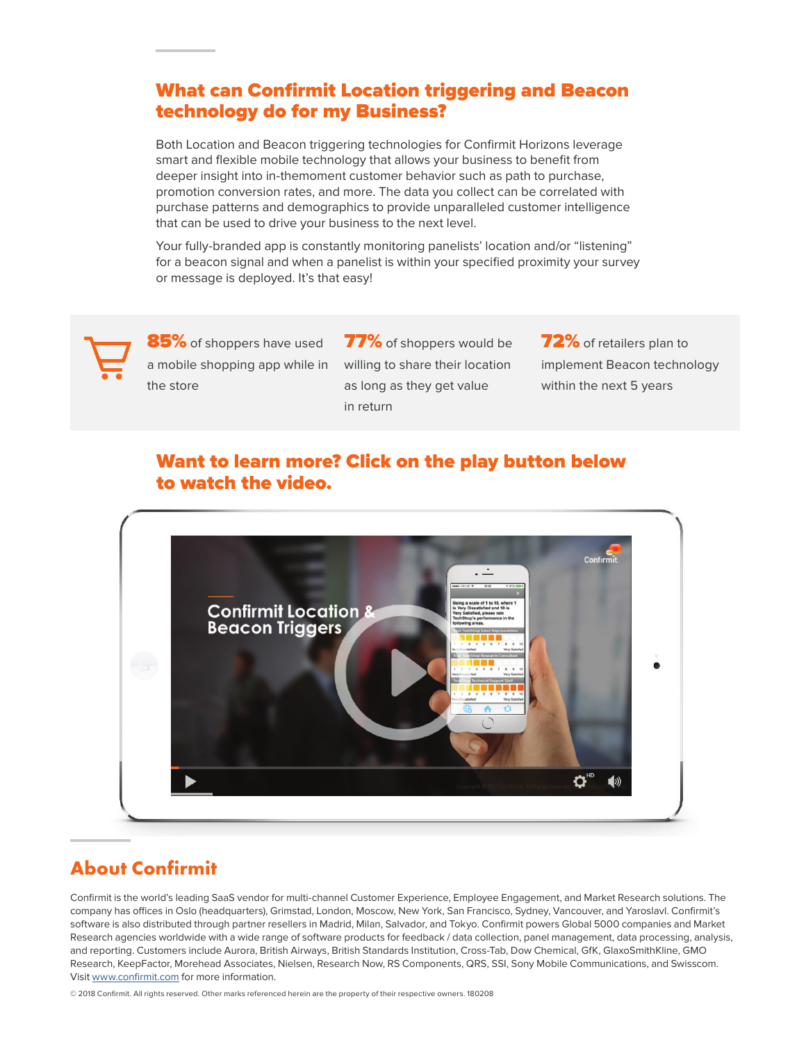## What can Confirmit Location triggering and Beacon technology do for my Business?

Both Location and Beacon triggering technologies for Confirmit Horizons leverage smart and flexible mobile technology that allows your business to benefit from deeper insight into in-themoment customer behavior such as path to purchase, promotion conversion rates, and more. The data you collect can be correlated with purchase patterns and demographics to provide unparalleled customer intelligence that can be used to drive your business to the next level.

Your fully-branded app is constantly monitoring panelists' location and/or "listening" for a beacon signal and when a panelist is within your specified proximity your survey or message is deployed. It's that easy!

**85%** of shoppers have used a mobile shopping app while in the store

**77%** of shoppers would be willing to share their location as long as they get value in return

**72%** of retailers plan to implement Beacon technology within the next 5 years

## Want to learn more? Click on the play button below to watch the video.

## About Confirmit

Confirmit is the world's leading SaaS vendor for multi-channel Customer Experience, Employee Engagement, and Market Research solutions. The company has offices in Oslo (headquarters), Grimstad, London, Moscow, New York, San Francisco, Sydney, Vancouver, and Yaroslavl. Confirmit's software is also distributed through partner resellers in Madrid, Milan, Salvador, and Tokyo. Confirmit powers Global 5000 companies and Market Research agencies worldwide with a wide range of software products for feedback / data collection, panel management, data processing, analysis, and reporting. Customers include Aurora, British Airways, British Standards Institution, Cross-Tab, Dow Chemical, GfK, GlaxoSmithKline, GMO Research, KeepFactor, Morehead Associates, Nielsen, Research Now, RS Components, QRS, SSI, Sony Mobile Communications, and Swisscom. Visit www.confirmit.com for more information.

© 2018 Confirmit. All rights reserved. Other marks referenced herein are the property of their respective owners. 180208